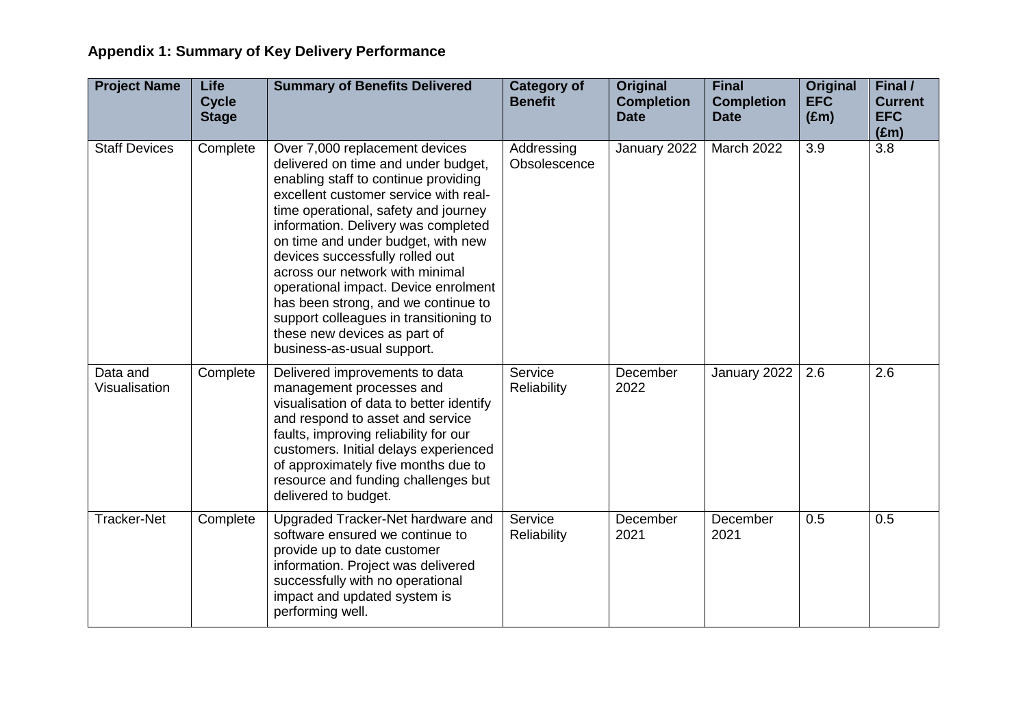## Appendix 1: Summary of Key Delivery Performance

| Project Name | Life Cycle Stage | Summary of Benefits Delivered | Category of Benefit | Original Completion Date | Final Completion Date | Original EFC (£m) | Final / Current EFC (£m) |
|---|---|---|---|---|---|---|---|
| Staff Devices | Complete | Over 7,000 replacement devices delivered on time and under budget, enabling staff to continue providing excellent customer service with real-time operational, safety and journey information. Delivery was completed on time and under budget, with new devices successfully rolled out across our network with minimal operational impact. Device enrolment has been strong, and we continue to support colleagues in transitioning to these new devices as part of business-as-usual support. | Addressing Obsolescence | January 2022 | March 2022 | 3.9 | 3.8 |
| Data and Visualisation | Complete | Delivered improvements to data management processes and visualisation of data to better identify and respond to asset and service faults, improving reliability for our customers. Initial delays experienced of approximately five months due to resource and funding challenges but delivered to budget. | Service Reliability | December 2022 | January 2022 | 2.6 | 2.6 |
| Tracker-Net | Complete | Upgraded Tracker-Net hardware and software ensured we continue to provide up to date customer information. Project was delivered successfully with no operational impact and updated system is performing well. | Service Reliability | December 2021 | December 2021 | 0.5 | 0.5 |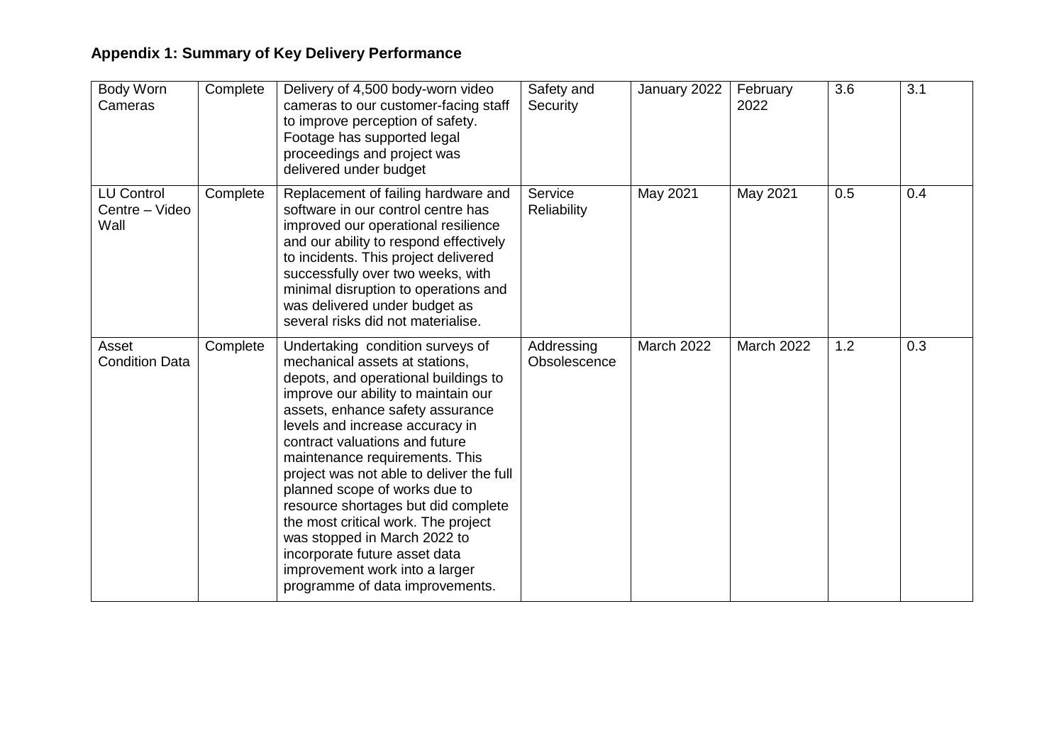## Appendix 1: Summary of Key Delivery Performance

| | | | | | | | |
|---|---|---|---|---|---|---|---|
| Body Worn Cameras | Complete | Delivery of 4,500 body-worn video cameras to our customer-facing staff to improve perception of safety. Footage has supported legal proceedings and project was delivered under budget | Safety and Security | January 2022 | February 2022 | 3.6 | 3.1 |
| LU Control Centre – Video Wall | Complete | Replacement of failing hardware and software in our control centre has improved our operational resilience and our ability to respond effectively to incidents. This project delivered successfully over two weeks, with minimal disruption to operations and was delivered under budget as several risks did not materialise. | Service Reliability | May 2021 | May 2021 | 0.5 | 0.4 |
| Asset Condition Data | Complete | Undertaking condition surveys of mechanical assets at stations, depots, and operational buildings to improve our ability to maintain our assets, enhance safety assurance levels and increase accuracy in contract valuations and future maintenance requirements. This project was not able to deliver the full planned scope of works due to resource shortages but did complete the most critical work. The project was stopped in March 2022 to incorporate future asset data improvement work into a larger programme of data improvements. | Addressing Obsolescence | March 2022 | March 2022 | 1.2 | 0.3 |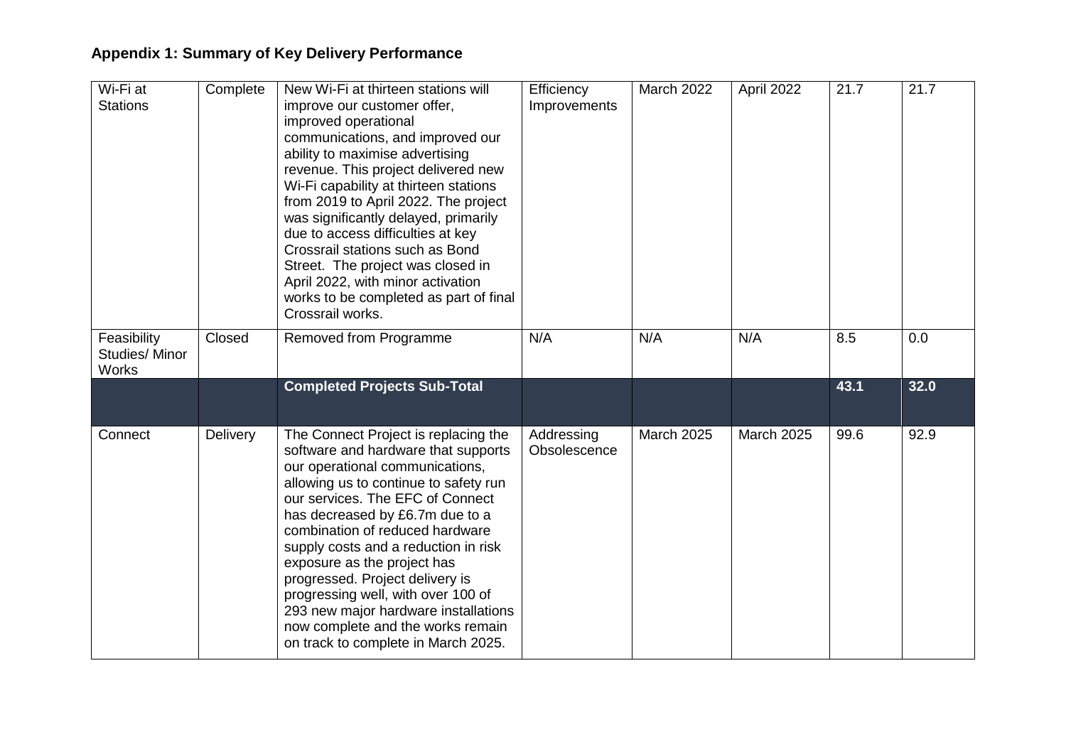## Appendix 1: Summary of Key Delivery Performance

| | | | | | | | |
|---|---|---|---|---|---|---|---|
| Wi-Fi at Stations | Complete | New Wi-Fi at thirteen stations will improve our customer offer, improved operational communications, and improved our ability to maximise advertising revenue. This project delivered new Wi-Fi capability at thirteen stations from 2019 to April 2022. The project was significantly delayed, primarily due to access difficulties at key Crossrail stations such as Bond Street. The project was closed in April 2022, with minor activation works to be completed as part of final Crossrail works. | Efficiency Improvements | March 2022 | April 2022 | 21.7 | 21.7 |
| Feasibility Studies/ Minor Works | Closed | Removed from Programme | N/A | N/A | N/A | 8.5 | 0.0 |
| | | **Completed Projects Sub-Total** | | | | **43.1** | **32.0** |
| Connect | Delivery | The Connect Project is replacing the software and hardware that supports our operational communications, allowing us to continue to safety run our services. The EFC of Connect has decreased by £6.7m due to a combination of reduced hardware supply costs and a reduction in risk exposure as the project has progressed. Project delivery is progressing well, with over 100 of 293 new major hardware installations now complete and the works remain on track to complete in March 2025. | Addressing Obsolescence | March 2025 | March 2025 | 99.6 | 92.9 |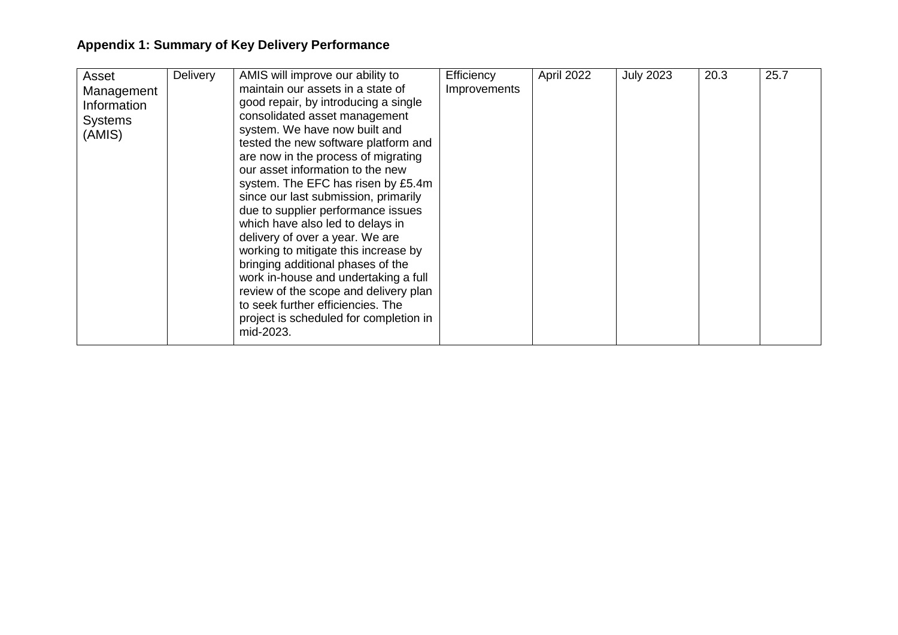**Appendix 1: Summary of Key Delivery Performance**

| | | | | | | | |
|---|---|---|---|---|---|---|---|
| Asset Management Information Systems (AMIS) | Delivery | AMIS will improve our ability to maintain our assets in a state of good repair, by introducing a single consolidated asset management system. We have now built and tested the new software platform and are now in the process of migrating our asset information to the new system. The EFC has risen by £5.4m since our last submission, primarily due to supplier performance issues which have also led to delays in delivery of over a year. We are working to mitigate this increase by bringing additional phases of the work in-house and undertaking a full review of the scope and delivery plan to seek further efficiencies. The project is scheduled for completion in mid-2023. | Efficiency Improvements | April 2022 | July 2023 | 20.3 | 25.7 |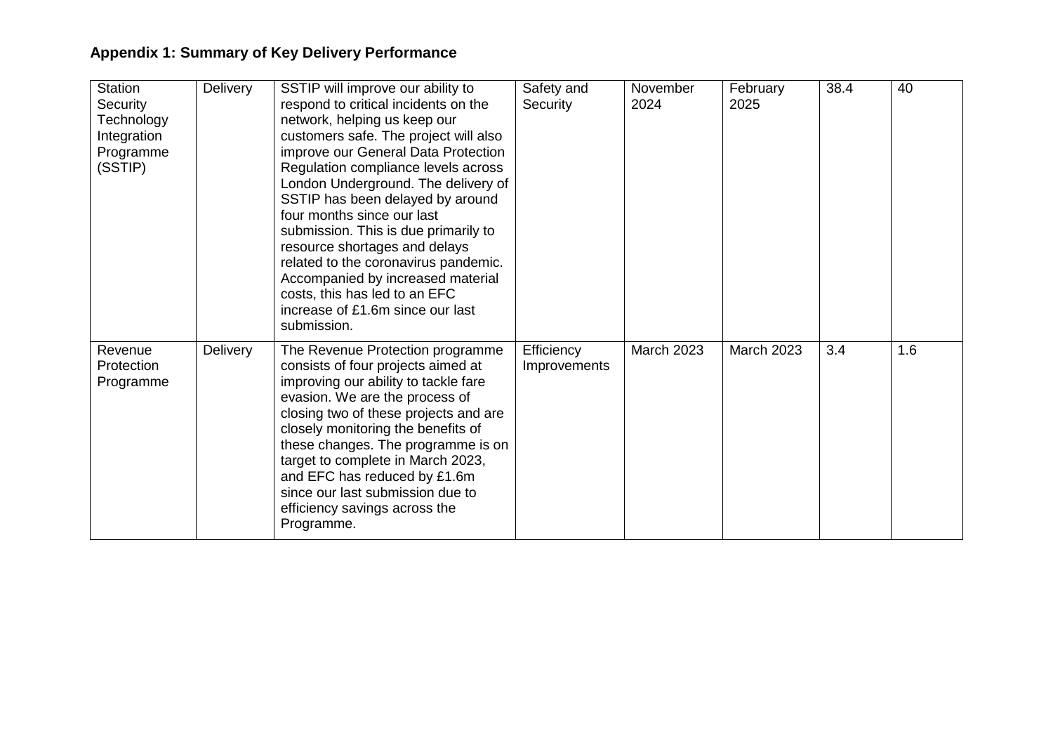## Appendix 1: Summary of Key Delivery Performance

| | | | | | | | |
|---|---|---|---|---|---|---|---|
| Station Security Technology Integration Programme (SSTIP) | Delivery | SSTIP will improve our ability to respond to critical incidents on the network, helping us keep our customers safe. The project will also improve our General Data Protection Regulation compliance levels across London Underground. The delivery of SSTIP has been delayed by around four months since our last submission. This is due primarily to resource shortages and delays related to the coronavirus pandemic. Accompanied by increased material costs, this has led to an EFC increase of £1.6m since our last submission. | Safety and Security | November 2024 | February 2025 | 38.4 | 40 |
| Revenue Protection Programme | Delivery | The Revenue Protection programme consists of four projects aimed at improving our ability to tackle fare evasion. We are the process of closing two of these projects and are closely monitoring the benefits of these changes. The programme is on target to complete in March 2023, and EFC has reduced by £1.6m since our last submission due to efficiency savings across the Programme. | Efficiency Improvements | March 2023 | March 2023 | 3.4 | 1.6 |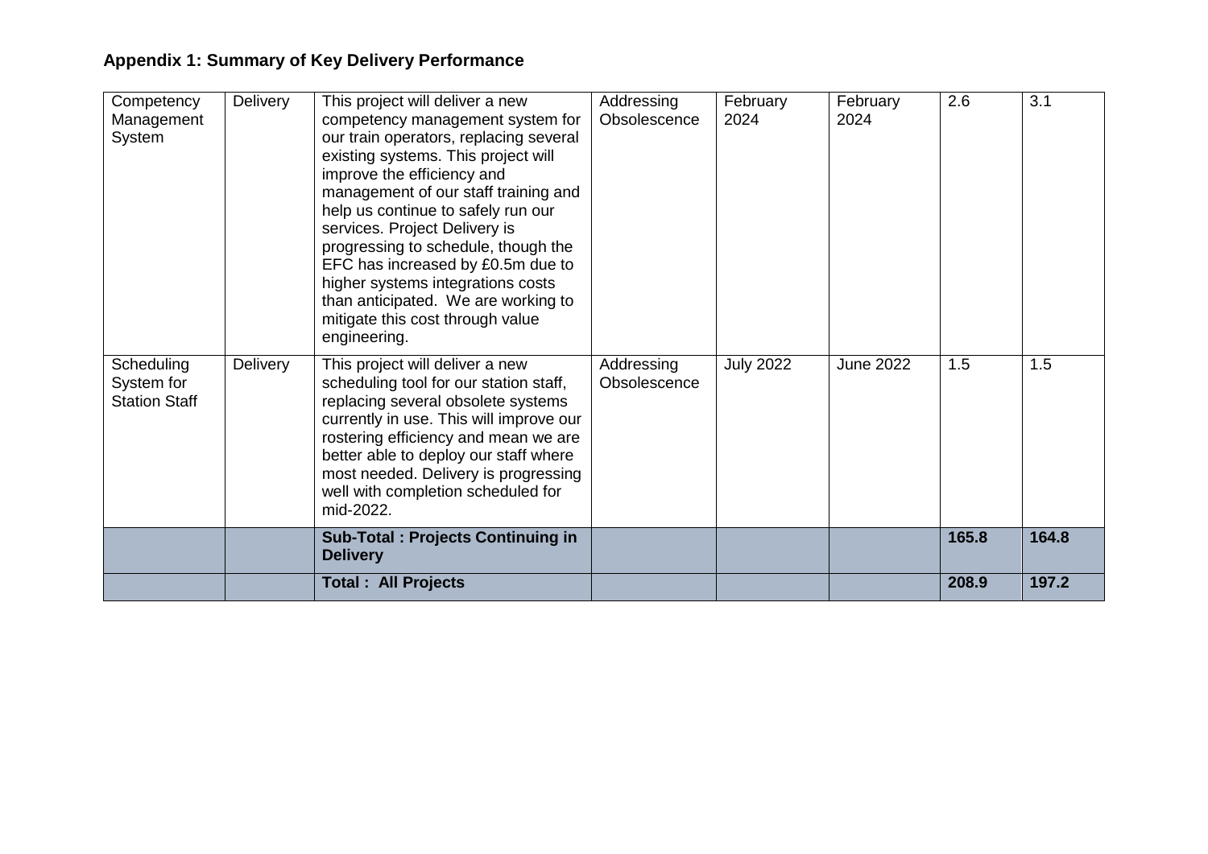## Appendix 1: Summary of Key Delivery Performance

| | | | | | | | |
|---|---|---|---|---|---|---|---|
| Competency Management System | Delivery | This project will deliver a new competency management system for our train operators, replacing several existing systems. This project will improve the efficiency and management of our staff training and help us continue to safely run our services. Project Delivery is progressing to schedule, though the EFC has increased by £0.5m due to higher systems integrations costs than anticipated. We are working to mitigate this cost through value engineering. | Addressing Obsolescence | February 2024 | February 2024 | 2.6 | 3.1 |
| Scheduling System for Station Staff | Delivery | This project will deliver a new scheduling tool for our station staff, replacing several obsolete systems currently in use. This will improve our rostering efficiency and mean we are better able to deploy our staff where most needed. Delivery is progressing well with completion scheduled for mid-2022. | Addressing Obsolescence | July 2022 | June 2022 | 1.5 | 1.5 |
| | | **Sub-Total : Projects Continuing in Delivery** | | | | **165.8** | **164.8** |
| | | **Total : All Projects** | | | | **208.9** | **197.2** |